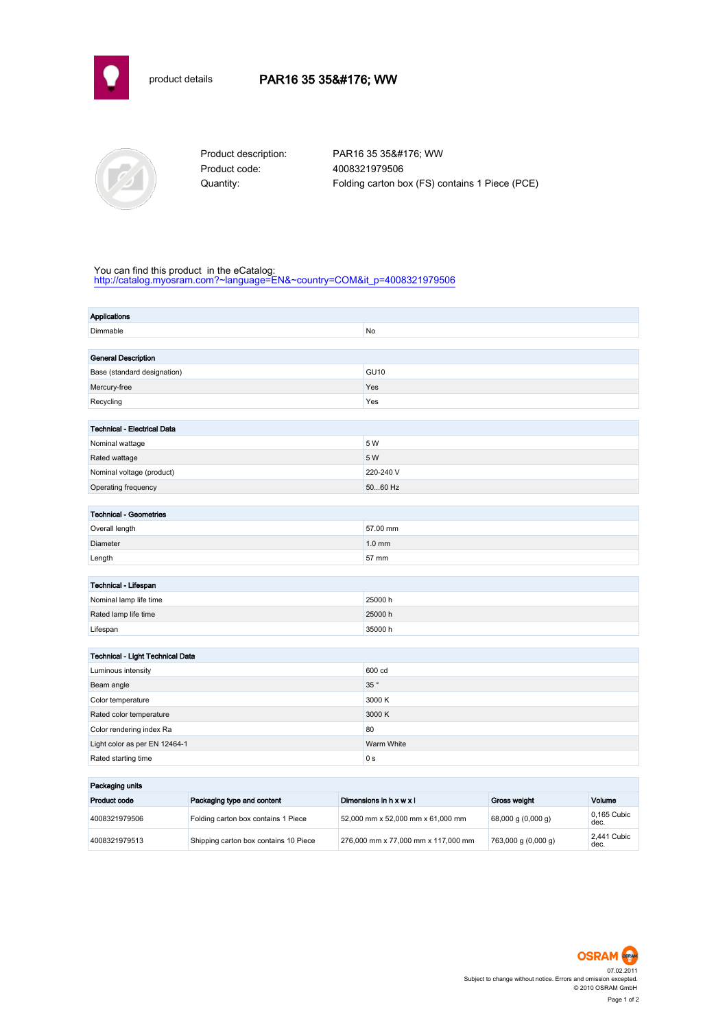product details

# PAR16 35 35&#176; WW

Product description: PAR16 35 35&#176; WW
Product code: 4008321979506
Quantity: Folding carton box (FS) contains 1 Piece (PCE)

You can find this product in the eCatalog:
http://catalog.myosram.com?~language=EN&~country=COM&it_p=4008321979506

| Applications | |
|---|---|
| Dimmable | No |

| General Description | |
|---|---|
| Base (standard designation) | GU10 |
| Mercury-free | Yes |
| Recycling | Yes |

| Technical - Electrical Data | |
|---|---|
| Nominal wattage | 5 W |
| Rated wattage | 5 W |
| Nominal voltage (product) | 220-240 V |
| Operating frequency | 50...60 Hz |

| Technical - Geometries | |
|---|---|
| Overall length | 57.00 mm |
| Diameter | 1.0 mm |
| Length | 57 mm |

| Technical - Lifespan | |
|---|---|
| Nominal lamp life time | 25000 h |
| Rated lamp life time | 25000 h |
| Lifespan | 35000 h |

| Technical - Light Technical Data | |
|---|---|
| Luminous intensity | 600 cd |
| Beam angle | 35 ° |
| Color temperature | 3000 K |
| Rated color temperature | 3000 K |
| Color rendering index Ra | 80 |
| Light color as per EN 12464-1 | Warm White |
| Rated starting time | 0 s |

**Packaging units**

| Product code | Packaging type and content | Dimensions in h x w x l | Gross weight | Volume |
|---|---|---|---|---|
| 4008321979506 | Folding carton box contains 1 Piece | 52,000 mm x 52,000 mm x 61,000 mm | 68,000 g (0,000 g) | 0,165 Cubic dec. |
| 4008321979513 | Shipping carton box contains 10 Piece | 276,000 mm x 77,000 mm x 117,000 mm | 763,000 g (0,000 g) | 2,441 Cubic dec. |

OSRAM
07.02.2011
Subject to change without notice. Errors and omission excepted.
© 2010 OSRAM GmbH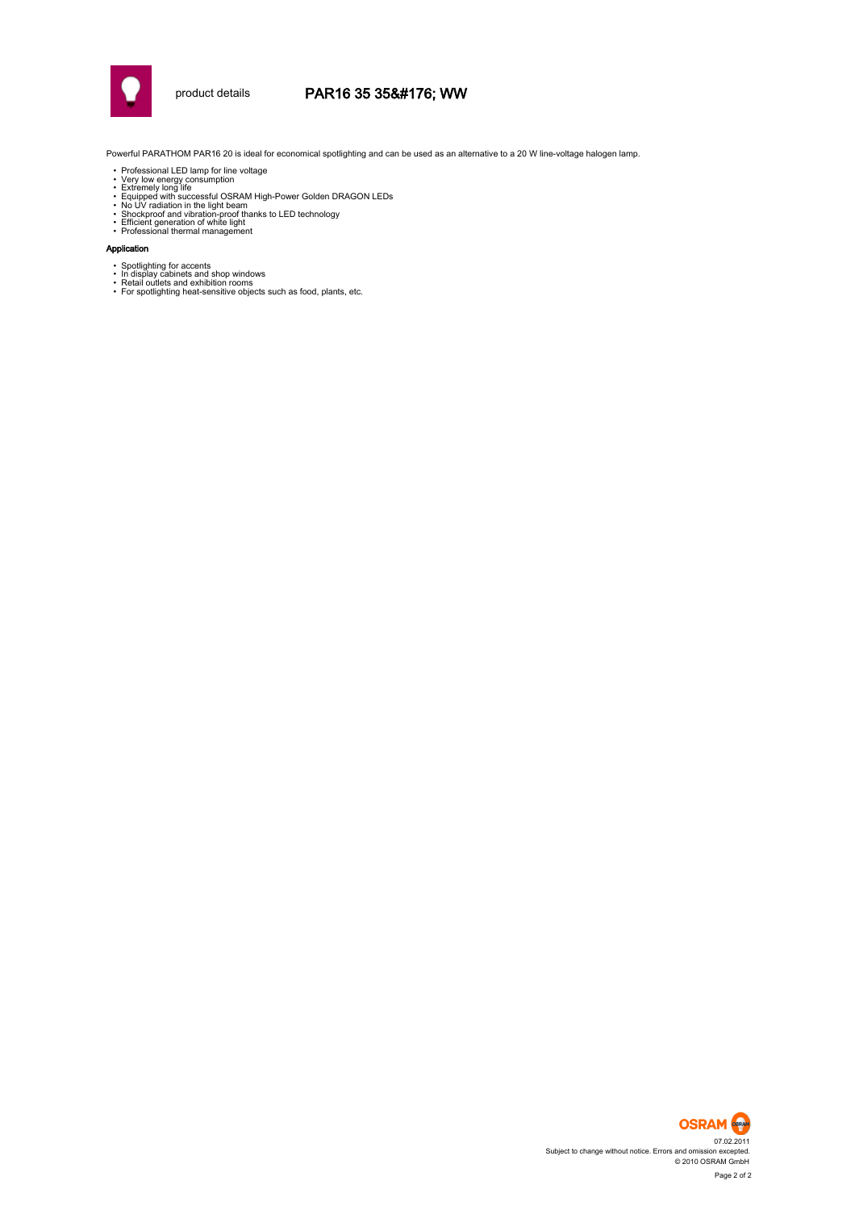product details

# PAR16 35 35&#176; WW

Powerful PARATHOM PAR16 20 is ideal for economical spotlighting and can be used as an alternative to a 20 W line-voltage halogen lamp.

- Professional LED lamp for line voltage
- Very low energy consumption
- Extremely long life
- Equipped with successful OSRAM High-Power Golden DRAGON LEDs
- No UV radiation in the light beam
- Shockproof and vibration-proof thanks to LED technology
- Efficient generation of white light
- Professional thermal management

**Application**

- Spotlighting for accents
- In display cabinets and shop windows
- Retail outlets and exhibition rooms
- For spotlighting heat-sensitive objects such as food, plants, etc.

OSRAM

07.02.2011

Subject to change without notice. Errors and omission excepted.

© 2010 OSRAM GmbH